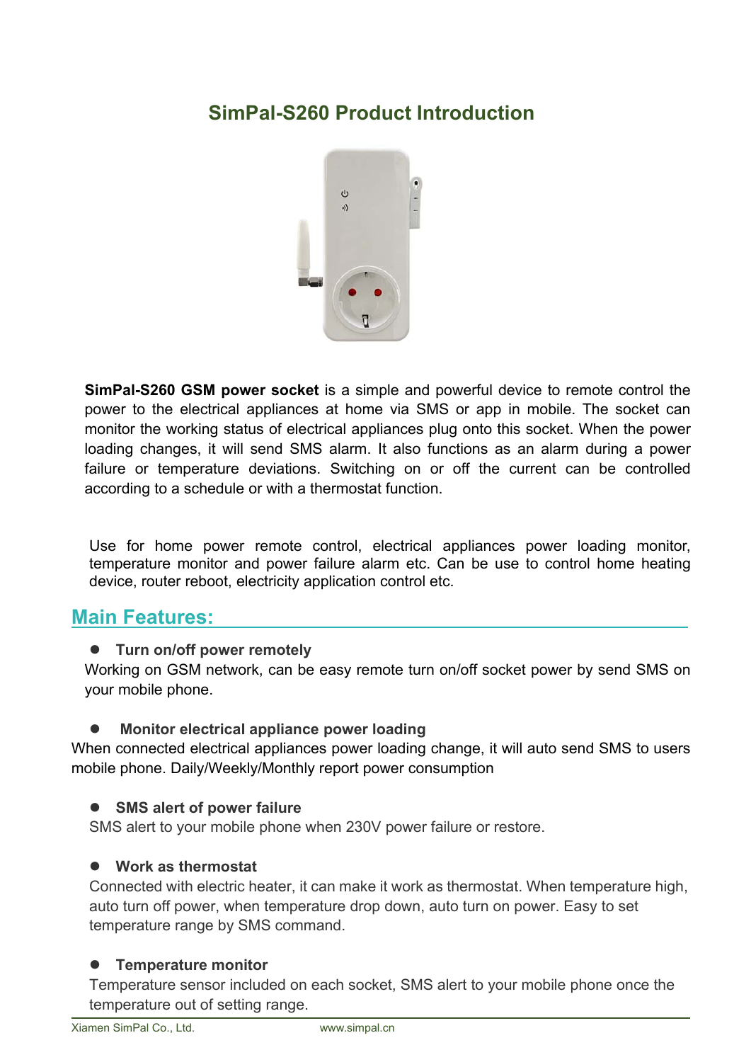# SimPal-S260 Product Introduction

**SimPal-S260 GSM power socket** is a simple and powerful device to remote control the power to the electrical appliances at home via SMS or app in mobile. The socket can monitor the working status of electrical appliances plug onto this socket. When the power loading changes, it will send SMS alarm. It also functions as an alarm during a power failure or temperature deviations. Switching on or off the current can be controlled according to a schedule or with a thermostat function.

Use for home power remote control, electrical appliances power loading monitor, temperature monitor and power failure alarm etc. Can be use to control home heating device, router reboot, electricity application control etc.

## Main Features:

- **Turn on/off power remotely**

Working on GSM network, can be easy remote turn on/off socket power by send SMS on your mobile phone.

- **Monitor electrical appliance power loading**

When connected electrical appliances power loading change, it will auto send SMS to users mobile phone. Daily/Weekly/Monthly report power consumption

- **SMS alert of power failure**

SMS alert to your mobile phone when 230V power failure or restore.

- **Work as thermostat**

Connected with electric heater, it can make it work as thermostat. When temperature high, auto turn off power, when temperature drop down, auto turn on power. Easy to set temperature range by SMS command.

- **Temperature monitor**

Temperature sensor included on each socket, SMS alert to your mobile phone once the temperature out of setting range.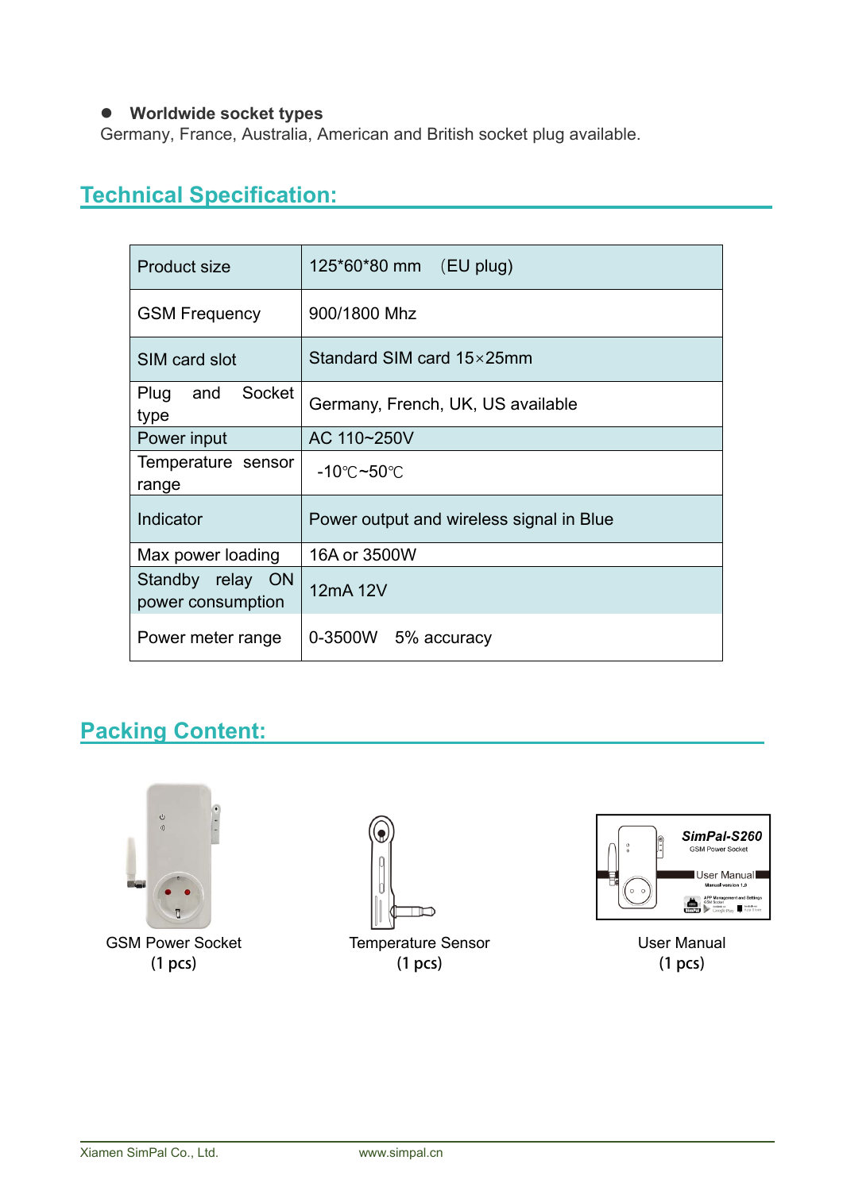- **Worldwide socket types**

Germany, France, Australia, American and British socket plug available.

## Technical Specification:

| | |
|---|---|
| Product size | 125*60*80 mm （EU plug) |
| GSM Frequency | 900/1800 Mhz |
| SIM card slot | Standard SIM card 15×25mm |
| Plug and Socket type | Germany, French, UK, US available |
| Power input | AC 110~250V |
| Temperature sensor range | -10℃~50℃ |
| Indicator | Power output and wireless signal in Blue |
| Max power loading | 16A or 3500W |
| Standby relay ON power consumption | 12mA 12V |
| Power meter range | 0-3500W 5% accuracy |

## Packing Content:

GSM Power Socket
(1 pcs)

Temperature Sensor
(1 pcs)

User Manual
(1 pcs)